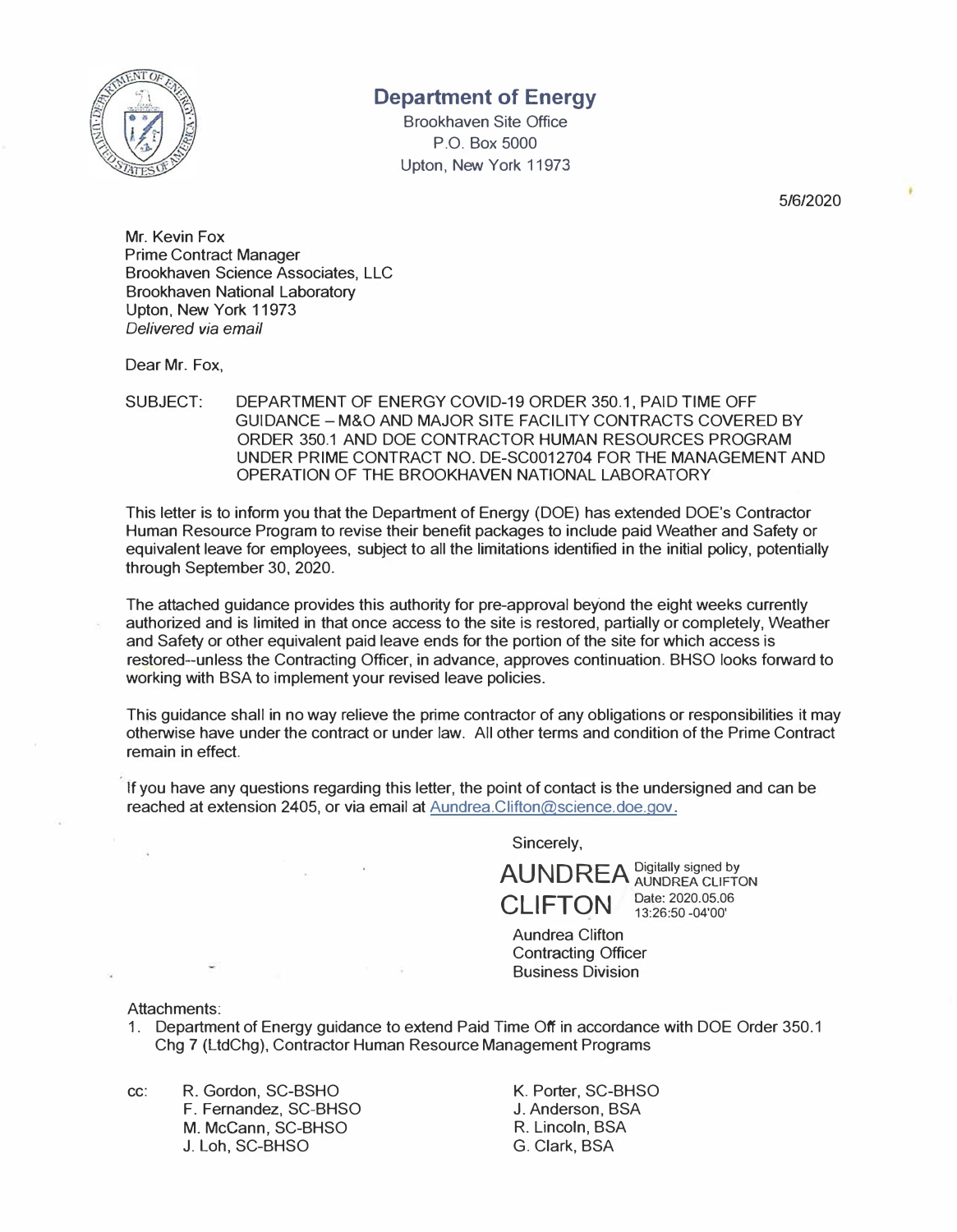# Department of Energy

Brookhaven Site Office
P.O. Box 5000
Upton, New York 11973

5/6/2020

Mr. Kevin Fox
Prime Contract Manager
Brookhaven Science Associates, LLC
Brookhaven National Laboratory
Upton, New York 11973
*Delivered via email*

Dear Mr. Fox,

SUBJECT: DEPARTMENT OF ENERGY COVID-19 ORDER 350.1, PAID TIME OFF GUIDANCE – M&O AND MAJOR SITE FACILITY CONTRACTS COVERED BY ORDER 350.1 AND DOE CONTRACTOR HUMAN RESOURCES PROGRAM UNDER PRIME CONTRACT NO. DE-SC0012704 FOR THE MANAGEMENT AND OPERATION OF THE BROOKHAVEN NATIONAL LABORATORY

This letter is to inform you that the Department of Energy (DOE) has extended DOE's Contractor Human Resource Program to revise their benefit packages to include paid Weather and Safety or equivalent leave for employees, subject to all the limitations identified in the initial policy, potentially through September 30, 2020.

The attached guidance provides this authority for pre-approval beyond the eight weeks currently authorized and is limited in that once access to the site is restored, partially or completely, Weather and Safety or other equivalent paid leave ends for the portion of the site for which access is restored--unless the Contracting Officer, in advance, approves continuation. BHSO looks forward to working with BSA to implement your revised leave policies.

This guidance shall in no way relieve the prime contractor of any obligations or responsibilities it may otherwise have under the contract or under law. All other terms and condition of the Prime Contract remain in effect.

If you have any questions regarding this letter, the point of contact is the undersigned and can be reached at extension 2405, or via email at Aundrea.Clifton@science.doe.gov.

Sincerely,

AUNDREA CLIFTON — Digitally signed by AUNDREA CLIFTON, Date: 2020.05.06 13:26:50 -04'00'

Aundrea Clifton
Contracting Officer
Business Division

Attachments:

1. Department of Energy guidance to extend Paid Time Off in accordance with DOE Order 350.1 Chg 7 (LtdChg), Contractor Human Resource Management Programs

cc:
R. Gordon, SC-BSHO
F. Fernandez, SC-BHSO
M. McCann, SC-BHSO
J. Loh, SC-BHSO
K. Porter, SC-BHSO
J. Anderson, BSA
R. Lincoln, BSA
G. Clark, BSA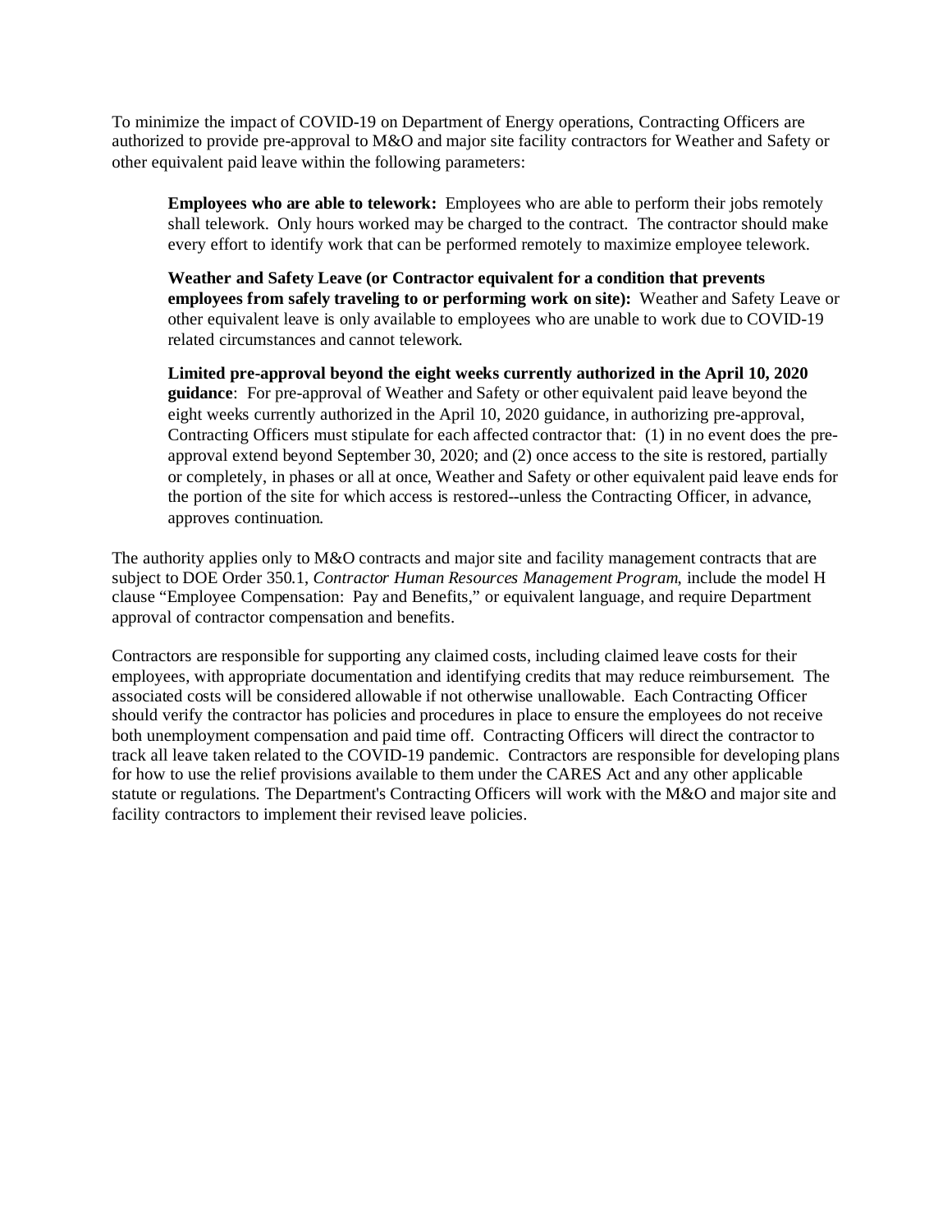To minimize the impact of COVID-19 on Department of Energy operations, Contracting Officers are authorized to provide pre-approval to M&O and major site facility contractors for Weather and Safety or other equivalent paid leave within the following parameters:

> **Employees who are able to telework:** Employees who are able to perform their jobs remotely shall telework. Only hours worked may be charged to the contract. The contractor should make every effort to identify work that can be performed remotely to maximize employee telework.
>
> **Weather and Safety Leave (or Contractor equivalent for a condition that prevents employees from safely traveling to or performing work on site):** Weather and Safety Leave or other equivalent leave is only available to employees who are unable to work due to COVID-19 related circumstances and cannot telework.
>
> **Limited pre-approval beyond the eight weeks currently authorized in the April 10, 2020 guidance**: For pre-approval of Weather and Safety or other equivalent paid leave beyond the eight weeks currently authorized in the April 10, 2020 guidance, in authorizing pre-approval, Contracting Officers must stipulate for each affected contractor that: (1) in no event does the pre-approval extend beyond September 30, 2020; and (2) once access to the site is restored, partially or completely, in phases or all at once, Weather and Safety or other equivalent paid leave ends for the portion of the site for which access is restored--unless the Contracting Officer, in advance, approves continuation.

The authority applies only to M&O contracts and major site and facility management contracts that are subject to DOE Order 350.1, *Contractor Human Resources Management Program*, include the model H clause "Employee Compensation: Pay and Benefits," or equivalent language, and require Department approval of contractor compensation and benefits.

Contractors are responsible for supporting any claimed costs, including claimed leave costs for their employees, with appropriate documentation and identifying credits that may reduce reimbursement. The associated costs will be considered allowable if not otherwise unallowable. Each Contracting Officer should verify the contractor has policies and procedures in place to ensure the employees do not receive both unemployment compensation and paid time off. Contracting Officers will direct the contractor to track all leave taken related to the COVID-19 pandemic. Contractors are responsible for developing plans for how to use the relief provisions available to them under the CARES Act and any other applicable statute or regulations. The Department's Contracting Officers will work with the M&O and major site and facility contractors to implement their revised leave policies.